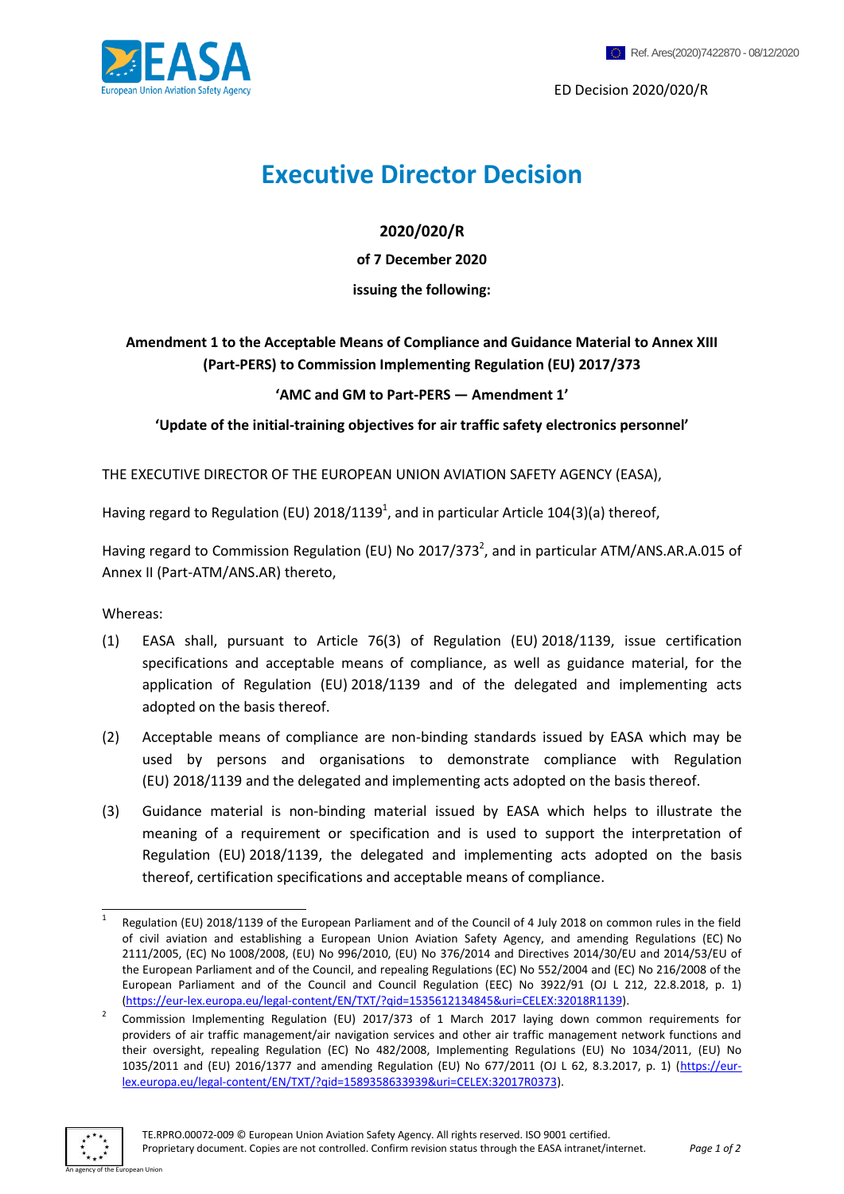Ref. Ares(2020)7422870 - 08/12/2020

ED Decision 2020/020/R

# Executive Director Decision

**2020/020/R**

**of 7 December 2020**

**issuing the following:**

**Amendment 1 to the Acceptable Means of Compliance and Guidance Material to Annex XIII (Part-PERS) to Commission Implementing Regulation (EU) 2017/373**

**'AMC and GM to Part-PERS — Amendment 1'**

**'Update of the initial-training objectives for air traffic safety electronics personnel'**

THE EXECUTIVE DIRECTOR OF THE EUROPEAN UNION AVIATION SAFETY AGENCY (EASA),

Having regard to Regulation (EU) 2018/1139[1], and in particular Article 104(3)(a) thereof,

Having regard to Commission Regulation (EU) No 2017/373[2], and in particular ATM/ANS.AR.A.015 of Annex II (Part-ATM/ANS.AR) thereto,

Whereas:

(1) EASA shall, pursuant to Article 76(3) of Regulation (EU) 2018/1139, issue certification specifications and acceptable means of compliance, as well as guidance material, for the application of Regulation (EU) 2018/1139 and of the delegated and implementing acts adopted on the basis thereof.

(2) Acceptable means of compliance are non-binding standards issued by EASA which may be used by persons and organisations to demonstrate compliance with Regulation (EU) 2018/1139 and the delegated and implementing acts adopted on the basis thereof.

(3) Guidance material is non-binding material issued by EASA which helps to illustrate the meaning of a requirement or specification and is used to support the interpretation of Regulation (EU) 2018/1139, the delegated and implementing acts adopted on the basis thereof, certification specifications and acceptable means of compliance.

---

[1] Regulation (EU) 2018/1139 of the European Parliament and of the Council of 4 July 2018 on common rules in the field of civil aviation and establishing a European Union Aviation Safety Agency, and amending Regulations (EC) No 2111/2005, (EC) No 1008/2008, (EU) No 996/2010, (EU) No 376/2014 and Directives 2014/30/EU and 2014/53/EU of the European Parliament and of the Council, and repealing Regulations (EC) No 552/2004 and (EC) No 216/2008 of the European Parliament and of the Council and Council Regulation (EEC) No 3922/91 (OJ L 212, 22.8.2018, p. 1) (https://eur-lex.europa.eu/legal-content/EN/TXT/?qid=1535612134845&uri=CELEX:32018R1139).

[2] Commission Implementing Regulation (EU) 2017/373 of 1 March 2017 laying down common requirements for providers of air traffic management/air navigation services and other air traffic management network functions and their oversight, repealing Regulation (EC) No 482/2008, Implementing Regulations (EU) No 1034/2011, (EU) No 1035/2011 and (EU) 2016/1377 and amending Regulation (EU) No 677/2011 (OJ L 62, 8.3.2017, p. 1) (https://eur-lex.europa.eu/legal-content/EN/TXT/?qid=1589358633939&uri=CELEX:32017R0373).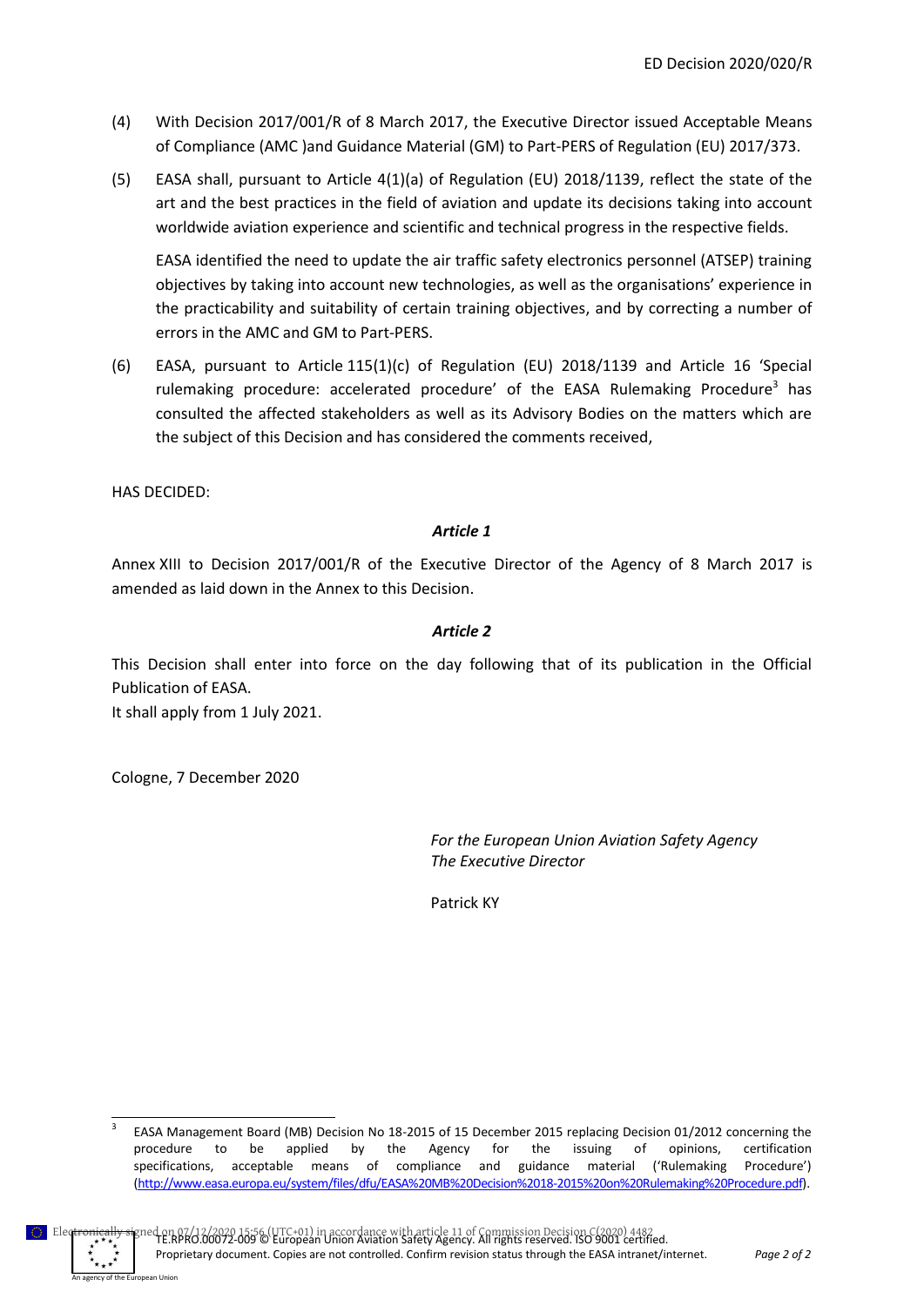(4) With Decision 2017/001/R of 8 March 2017, the Executive Director issued Acceptable Means of Compliance (AMC )and Guidance Material (GM) to Part-PERS of Regulation (EU) 2017/373.

(5) EASA shall, pursuant to Article 4(1)(a) of Regulation (EU) 2018/1139, reflect the state of the art and the best practices in the field of aviation and update its decisions taking into account worldwide aviation experience and scientific and technical progress in the respective fields.

EASA identified the need to update the air traffic safety electronics personnel (ATSEP) training objectives by taking into account new technologies, as well as the organisations' experience in the practicability and suitability of certain training objectives, and by correcting a number of errors in the AMC and GM to Part-PERS.

(6) EASA, pursuant to Article 115(1)(c) of Regulation (EU) 2018/1139 and Article 16 'Special rulemaking procedure: accelerated procedure' of the EASA Rulemaking Procedure[3] has consulted the affected stakeholders as well as its Advisory Bodies on the matters which are the subject of this Decision and has considered the comments received,

HAS DECIDED:

***Article 1***

Annex XIII to Decision 2017/001/R of the Executive Director of the Agency of 8 March 2017 is amended as laid down in the Annex to this Decision.

***Article 2***

This Decision shall enter into force on the day following that of its publication in the Official Publication of EASA.
It shall apply from 1 July 2021.

Cologne, 7 December 2020

*For the European Union Aviation Safety Agency*
*The Executive Director*

Patrick KY

---

[3] EASA Management Board (MB) Decision No 18-2015 of 15 December 2015 replacing Decision 01/2012 concerning the procedure to be applied by the Agency for the issuing of opinions, certification specifications, acceptable means of compliance and guidance material ('Rulemaking Procedure') (http://www.easa.europa.eu/system/files/dfu/EASA%20MB%20Decision%2018-2015%20on%20Rulemaking%20Procedure.pdf).

Electronically signed on 07/12/2020 15:56 (UTC+01) in accordance with article 11 of Commission Decision C(2020) 4482